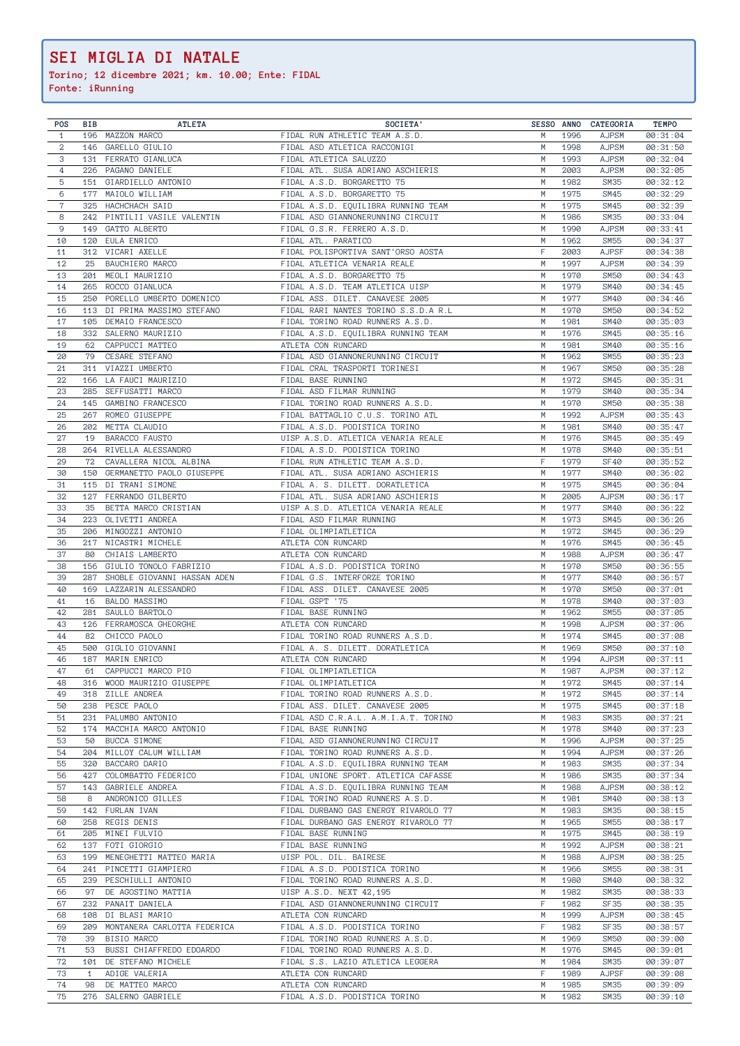# SEI MIGLIA DI NATALE

**Torino; 12 dicembre 2021; km. 10.00; Ente: FIDAL**
**Fonte: iRunning**

| POS | BIB | ATLETA | SOCIETA' | SESSO | ANNO | CATEGORIA | TEMPO |
|---|---|---|---|---|---|---|---|
| 1 | 196 | MAZZON MARCO | FIDAL RUN ATHLETIC TEAM A.S.D. | M | 1996 | AJPSM | 00:31:04 |
| 2 | 146 | GARELLO GIULIO | FIDAL ASD ATLETICA RACCONIGI | M | 1998 | AJPSM | 00:31:50 |
| 3 | 131 | FERRATO GIANLUCA | FIDAL ATLETICA SALUZZO | M | 1993 | AJPSM | 00:32:04 |
| 4 | 226 | PAGANO DANIELE | FIDAL ATL. SUSA ADRIANO ASCHIERIS | M | 2003 | AJPSM | 00:32:05 |
| 5 | 151 | GIARDIELLO ANTONIO | FIDAL A.S.D. BORGARETTO 75 | M | 1982 | SM35 | 00:32:12 |
| 6 | 177 | MAIOLO WILLIAM | FIDAL A.S.D. BORGARETTO 75 | M | 1975 | SM45 | 00:32:29 |
| 7 | 325 | HACHCHACH SAID | FIDAL A.S.D. EQUILIBRA RUNNING TEAM | M | 1975 | SM45 | 00:32:39 |
| 8 | 242 | PINTILII VASILE VALENTIN | FIDAL ASD GIANNONERUNNING CIRCUIT | M | 1986 | SM35 | 00:33:04 |
| 9 | 149 | GATTO ALBERTO | FIDAL G.S.R. FERRERO A.S.D. | M | 1990 | AJPSM | 00:33:41 |
| 10 | 120 | EULA ENRICO | FIDAL ATL. PARATICO | M | 1962 | SM55 | 00:34:37 |
| 11 | 312 | VICARI AXELLE | FIDAL POLISPORTIVA SANT'ORSO AOSTA | F | 2003 | AJPSF | 00:34:38 |
| 12 | 25 | BAUCHIERO MARCO | FIDAL ATLETICA VENARIA REALE | M | 1997 | AJPSM | 00:34:39 |
| 13 | 201 | MEOLI MAURIZIO | FIDAL A.S.D. BORGARETTO 75 | M | 1970 | SM50 | 00:34:43 |
| 14 | 265 | ROCCO GIANLUCA | FIDAL A.S.D. TEAM ATLETICA UISP | M | 1979 | SM40 | 00:34:45 |
| 15 | 250 | PORELLO UMBERTO DOMENICO | FIDAL ASS. DILET. CANAVESE 2005 | M | 1977 | SM40 | 00:34:46 |
| 16 | 113 | DI PRIMA MASSIMO STEFANO | FIDAL RARI NANTES TORINO S.S.D.A R.L | M | 1970 | SM50 | 00:34:52 |
| 17 | 105 | DEMAIO FRANCESCO | FIDAL TORINO ROAD RUNNERS A.S.D. | M | 1981 | SM40 | 00:35:03 |
| 18 | 332 | SALERNO MAURIZIO | FIDAL A.S.D. EQUILIBRA RUNNING TEAM | M | 1976 | SM45 | 00:35:16 |
| 19 | 62 | CAPPUCCI MATTEO | ATLETA CON RUNCARD | M | 1981 | SM40 | 00:35:16 |
| 20 | 79 | CESARE STEFANO | FIDAL ASD GIANNONERUNNING CIRCUIT | M | 1962 | SM55 | 00:35:23 |
| 21 | 311 | VIAZZI UMBERTO | FIDAL CRAL TRASPORTI TORINESI | M | 1967 | SM50 | 00:35:28 |
| 22 | 166 | LA FAUCI MAURIZIO | FIDAL BASE RUNNING | M | 1972 | SM45 | 00:35:31 |
| 23 | 285 | SEFFUSATTI MARCO | FIDAL ASD FILMAR RUNNING | M | 1979 | SM40 | 00:35:34 |
| 24 | 145 | GAMBINO FRANCESCO | FIDAL TORINO ROAD RUNNERS A.S.D. | M | 1970 | SM50 | 00:35:38 |
| 25 | 267 | ROMEO GIUSEPPE | FIDAL BATTAGLIO C.U.S. TORINO ATL | M | 1992 | AJPSM | 00:35:43 |
| 26 | 202 | METTA CLAUDIO | FIDAL A.S.D. PODISTICA TORINO | M | 1981 | SM40 | 00:35:47 |
| 27 | 19 | BARACCO FAUSTO | UISP A.S.D. ATLETICA VENARIA REALE | M | 1976 | SM45 | 00:35:49 |
| 28 | 264 | RIVELLA ALESSANDRO | FIDAL A.S.D. PODISTICA TORINO | M | 1978 | SM40 | 00:35:51 |
| 29 | 72 | CAVALLERA NICOL ALBINA | FIDAL RUN ATHLETIC TEAM A.S.D. | F | 1979 | SF40 | 00:35:52 |
| 30 | 150 | GERMANETTO PAOLO GIUSEPPE | FIDAL ATL. SUSA ADRIANO ASCHIERIS | M | 1977 | SM40 | 00:36:02 |
| 31 | 115 | DI TRANI SIMONE | FIDAL A. S. DILETT. DORATLETICA | M | 1975 | SM45 | 00:36:04 |
| 32 | 127 | FERRANDO GILBERTO | FIDAL ATL. SUSA ADRIANO ASCHIERIS | M | 2005 | AJPSM | 00:36:17 |
| 33 | 35 | BETTA MARCO CRISTIAN | UISP A.S.D. ATLETICA VENARIA REALE | M | 1977 | SM40 | 00:36:22 |
| 34 | 223 | OLIVETTI ANDREA | FIDAL ASD FILMAR RUNNING | M | 1973 | SM45 | 00:36:26 |
| 35 | 206 | MINGOZZI ANTONIO | FIDAL OLIMPIATLETICA | M | 1972 | SM45 | 00:36:29 |
| 36 | 217 | NICASTRI MICHELE | ATLETA CON RUNCARD | M | 1976 | SM45 | 00:36:45 |
| 37 | 80 | CHIAIS LAMBERTO | ATLETA CON RUNCARD | M | 1988 | AJPSM | 00:36:47 |
| 38 | 156 | GIULIO TONOLO FABRIZIO | FIDAL A.S.D. PODISTICA TORINO | M | 1970 | SM50 | 00:36:55 |
| 39 | 287 | SHOBLE GIOVANNI HASSAN ADEN | FIDAL G.S. INTERFORZE TORINO | M | 1977 | SM40 | 00:36:57 |
| 40 | 169 | LAZZARIN ALESSANDRO | FIDAL ASS. DILET. CANAVESE 2005 | M | 1970 | SM50 | 00:37:01 |
| 41 | 16 | BALDO MASSIMO | FIDAL GSPT '75 | M | 1978 | SM40 | 00:37:03 |
| 42 | 281 | SAULLO BARTOLO | FIDAL BASE RUNNING | M | 1962 | SM55 | 00:37:05 |
| 43 | 126 | FERRAMOSCA GHEORGHE | ATLETA CON RUNCARD | M | 1998 | AJPSM | 00:37:06 |
| 44 | 82 | CHICCO PAOLO | FIDAL TORINO ROAD RUNNERS A.S.D. | M | 1974 | SM45 | 00:37:08 |
| 45 | 500 | GIGLIO GIOVANNI | FIDAL A. S. DILETT. DORATLETICA | M | 1969 | SM50 | 00:37:10 |
| 46 | 187 | MARIN ENRICO | ATLETA CON RUNCARD | M | 1994 | AJPSM | 00:37:11 |
| 47 | 61 | CAPPUCCI MARCO PIO | FIDAL OLIMPIATLETICA | M | 1987 | AJPSM | 00:37:12 |
| 48 | 316 | WOOD MAURIZIO GIUSEPPE | FIDAL OLIMPIATLETICA | M | 1972 | SM45 | 00:37:14 |
| 49 | 318 | ZILLE ANDREA | FIDAL TORINO ROAD RUNNERS A.S.D. | M | 1972 | SM45 | 00:37:14 |
| 50 | 238 | PESCE PAOLO | FIDAL ASS. DILET. CANAVESE 2005 | M | 1975 | SM45 | 00:37:18 |
| 51 | 231 | PALUMBO ANTONIO | FIDAL ASD C.R.A.L. A.M.I.A.T. TORINO | M | 1983 | SM35 | 00:37:21 |
| 52 | 174 | MACCHIA MARCO ANTONIO | FIDAL BASE RUNNING | M | 1978 | SM40 | 00:37:23 |
| 53 | 50 | BUCCA SIMONE | FIDAL ASD GIANNONERUNNING CIRCUIT | M | 1996 | AJPSM | 00:37:25 |
| 54 | 204 | MILLOY CALUM WILLIAM | FIDAL TORINO ROAD RUNNERS A.S.D. | M | 1994 | AJPSM | 00:37:26 |
| 55 | 320 | BACCARO DARIO | FIDAL A.S.D. EQUILIBRA RUNNING TEAM | M | 1983 | SM35 | 00:37:34 |
| 56 | 427 | COLOMBATTO FEDERICO | FIDAL UNIONE SPORT. ATLETICA CAFASSE | M | 1986 | SM35 | 00:37:34 |
| 57 | 143 | GABRIELE ANDREA | FIDAL A.S.D. EQUILIBRA RUNNING TEAM | M | 1988 | AJPSM | 00:38:12 |
| 58 | 8 | ANDRONICO GILLES | FIDAL TORINO ROAD RUNNERS A.S.D. | M | 1981 | SM40 | 00:38:13 |
| 59 | 142 | FURLAN IVAN | FIDAL DURBANO GAS ENERGY RIVAROLO 77 | M | 1983 | SM35 | 00:38:15 |
| 60 | 258 | REGIS DENIS | FIDAL DURBANO GAS ENERGY RIVAROLO 77 | M | 1965 | SM55 | 00:38:17 |
| 61 | 205 | MINEI FULVIO | FIDAL BASE RUNNING | M | 1975 | SM45 | 00:38:19 |
| 62 | 137 | FOTI GIORGIO | FIDAL BASE RUNNING | M | 1992 | AJPSM | 00:38:21 |
| 63 | 199 | MENEGHETTI MATTEO MARIA | UISP POL. DIL. BAIRESE | M | 1988 | AJPSM | 00:38:25 |
| 64 | 241 | PINCETTI GIAMPIERO | FIDAL A.S.D. PODISTICA TORINO | M | 1966 | SM55 | 00:38:31 |
| 65 | 239 | PESCHIULLI ANTONIO | FIDAL TORINO ROAD RUNNERS A.S.D. | M | 1980 | SM40 | 00:38:32 |
| 66 | 97 | DE AGOSTINO MATTIA | UISP A.S.D. NEXT 42,195 | M | 1982 | SM35 | 00:38:33 |
| 67 | 232 | PANAIT DANIELA | FIDAL ASD GIANNONERUNNING CIRCUIT | F | 1982 | SF35 | 00:38:35 |
| 68 | 108 | DI BLASI MARIO | ATLETA CON RUNCARD | M | 1999 | AJPSM | 00:38:45 |
| 69 | 209 | MONTANERA CARLOTTA FEDERICA | FIDAL A.S.D. PODISTICA TORINO | F | 1982 | SF35 | 00:38:57 |
| 70 | 39 | BISIO MARCO | FIDAL TORINO ROAD RUNNERS A.S.D. | M | 1969 | SM50 | 00:39:00 |
| 71 | 53 | BUSSI CHIAFFREDO EDOARDO | FIDAL TORINO ROAD RUNNERS A.S.D. | M | 1976 | SM45 | 00:39:01 |
| 72 | 101 | DE STEFANO MICHELE | FIDAL S.S. LAZIO ATLETICA LEGGERA | M | 1984 | SM35 | 00:39:07 |
| 73 | 1 | ADIGE VALERIA | ATLETA CON RUNCARD | F | 1989 | AJPSF | 00:39:08 |
| 74 | 98 | DE MATTEO MARCO | ATLETA CON RUNCARD | M | 1985 | SM35 | 00:39:09 |
| 75 | 276 | SALERNO GABRIELE | FIDAL A.S.D. PODISTICA TORINO | M | 1982 | SM35 | 00:39:10 |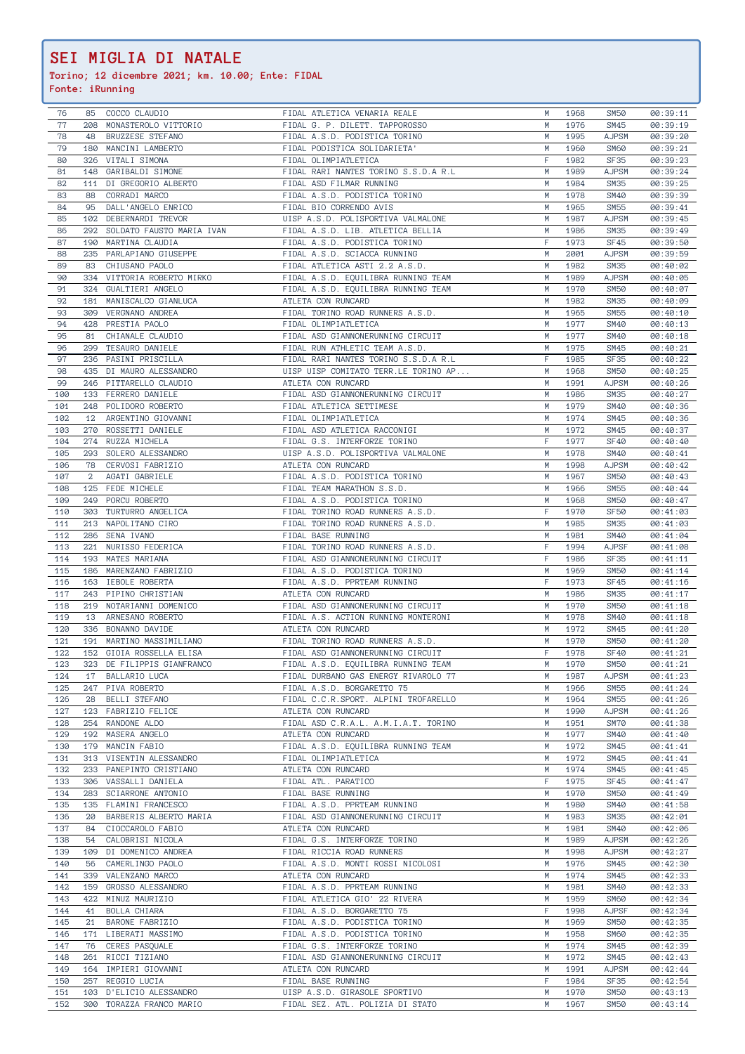# SEI MIGLIA DI NATALE

**Torino; 12 dicembre 2021; km. 10.00; Ente: FIDAL**

**Fonte: iRunning**

| | | | | | | | |
|---|---|---|---|---|---|---|---|
| 76 | 85 | COCCO CLAUDIO | FIDAL ATLETICA VENARIA REALE | M | 1968 | SM50 | 00:39:11 |
| 77 | 208 | MONASTEROLO VITTORIO | FIDAL G. P. DILETT. TAPPOROSSO | M | 1976 | SM45 | 00:39:19 |
| 78 | 48 | BRUZZESE STEFANO | FIDAL A.S.D. PODISTICA TORINO | M | 1995 | AJPSM | 00:39:20 |
| 79 | 180 | MANCINI LAMBERTO | FIDAL PODISTICA SOLIDARIETA' | M | 1960 | SM60 | 00:39:21 |
| 80 | 326 | VITALI SIMONA | FIDAL OLIMPIATLETICA | F | 1982 | SF35 | 00:39:23 |
| 81 | 148 | GARIBALDI SIMONE | FIDAL RARI NANTES TORINO S.S.D.A R.L | M | 1989 | AJPSM | 00:39:24 |
| 82 | 111 | DI GREGORIO ALBERTO | FIDAL ASD FILMAR RUNNING | M | 1984 | SM35 | 00:39:25 |
| 83 | 88 | CORRADI MARCO | FIDAL A.S.D. PODISTICA TORINO | M | 1978 | SM40 | 00:39:39 |
| 84 | 95 | DALL'ANGELO ENRICO | FIDAL BIO CORRENDO AVIS | M | 1965 | SM55 | 00:39:41 |
| 85 | 102 | DEBERNARDI TREVOR | UISP A.S.D. POLISPORTIVA VALMALONE | M | 1987 | AJPSM | 00:39:45 |
| 86 | 292 | SOLDATO FAUSTO MARIA IVAN | FIDAL A.S.D. LIB. ATLETICA BELLIA | M | 1986 | SM35 | 00:39:49 |
| 87 | 190 | MARTINA CLAUDIA | FIDAL A.S.D. PODISTICA TORINO | F | 1973 | SF45 | 00:39:50 |
| 88 | 235 | PARLAPIANO GIUSEPPE | FIDAL A.S.D. SCIACCA RUNNING | M | 2001 | AJPSM | 00:39:59 |
| 89 | 83 | CHIUSANO PAOLO | FIDAL ATLETICA ASTI 2.2 A.S.D. | M | 1982 | SM35 | 00:40:02 |
| 90 | 334 | VITTORIA ROBERTO MIRKO | FIDAL A.S.D. EQUILIBRA RUNNING TEAM | M | 1989 | AJPSM | 00:40:05 |
| 91 | 324 | GUALTIERI ANGELO | FIDAL A.S.D. EQUILIBRA RUNNING TEAM | M | 1970 | SM50 | 00:40:07 |
| 92 | 181 | MANISCALCO GIANLUCA | ATLETA CON RUNCARD | M | 1982 | SM35 | 00:40:09 |
| 93 | 309 | VERGNANO ANDREA | FIDAL TORINO ROAD RUNNERS A.S.D. | M | 1965 | SM55 | 00:40:10 |
| 94 | 428 | PRESTIA PAOLO | FIDAL OLIMPIATLETICA | M | 1977 | SM40 | 00:40:13 |
| 95 | 81 | CHIANALE CLAUDIO | FIDAL ASD GIANNONERUNNING CIRCUIT | M | 1977 | SM40 | 00:40:18 |
| 96 | 299 | TESAURO DANIELE | FIDAL RUN ATHLETIC TEAM A.S.D. | M | 1975 | SM45 | 00:40:21 |
| 97 | 236 | PASINI PRISCILLA | FIDAL RARI NANTES TORINO S.S.D.A R.L | F | 1985 | SF35 | 00:40:22 |
| 98 | 435 | DI MAURO ALESSANDRO | UISP UISP COMITATO TERR.LE TORINO AP... | M | 1968 | SM50 | 00:40:25 |
| 99 | 246 | PITTARELLO CLAUDIO | ATLETA CON RUNCARD | M | 1991 | AJPSM | 00:40:26 |
| 100 | 133 | FERRERO DANIELE | FIDAL ASD GIANNONERUNNING CIRCUIT | M | 1986 | SM35 | 00:40:27 |
| 101 | 248 | POLIDORO ROBERTO | FIDAL ATLETICA SETTIMESE | M | 1979 | SM40 | 00:40:36 |
| 102 | 12 | ARGENTINO GIOVANNI | FIDAL OLIMPIATLETICA | M | 1974 | SM45 | 00:40:36 |
| 103 | 270 | ROSSETTI DANIELE | FIDAL ASD ATLETICA RACCONIGI | M | 1972 | SM45 | 00:40:37 |
| 104 | 274 | RUZZA MICHELA | FIDAL G.S. INTERFORZE TORINO | F | 1977 | SF40 | 00:40:40 |
| 105 | 293 | SOLERO ALESSANDRO | UISP A.S.D. POLISPORTIVA VALMALONE | M | 1978 | SM40 | 00:40:41 |
| 106 | 78 | CERVOSI FABRIZIO | ATLETA CON RUNCARD | M | 1998 | AJPSM | 00:40:42 |
| 107 | 2 | AGATI GABRIELE | FIDAL A.S.D. PODISTICA TORINO | M | 1967 | SM50 | 00:40:43 |
| 108 | 125 | FEDE MICHELE | FIDAL TEAM MARATHON S.S.D. | M | 1966 | SM55 | 00:40:44 |
| 109 | 249 | PORCU ROBERTO | FIDAL A.S.D. PODISTICA TORINO | M | 1968 | SM50 | 00:40:47 |
| 110 | 303 | TURTURRO ANGELICA | FIDAL TORINO ROAD RUNNERS A.S.D. | F | 1970 | SF50 | 00:41:03 |
| 111 | 213 | NAPOLITANO CIRO | FIDAL TORINO ROAD RUNNERS A.S.D. | M | 1985 | SM35 | 00:41:03 |
| 112 | 286 | SENA IVANO | FIDAL BASE RUNNING | M | 1981 | SM40 | 00:41:04 |
| 113 | 221 | NURISSO FEDERICA | FIDAL TORINO ROAD RUNNERS A.S.D. | F | 1994 | AJPSF | 00:41:08 |
| 114 | 193 | MATES MARIANA | FIDAL ASD GIANNONERUNNING CIRCUIT | F | 1986 | SF35 | 00:41:11 |
| 115 | 186 | MARENZANO FABRIZIO | FIDAL A.S.D. PODISTICA TORINO | M | 1969 | SM50 | 00:41:14 |
| 116 | 163 | IEBOLE ROBERTA | FIDAL A.S.D. PPRTEAM RUNNING | F | 1973 | SF45 | 00:41:16 |
| 117 | 243 | PIPINO CHRISTIAN | ATLETA CON RUNCARD | M | 1986 | SM35 | 00:41:17 |
| 118 | 219 | NOTARIANNI DOMENICO | FIDAL ASD GIANNONERUNNING CIRCUIT | M | 1970 | SM50 | 00:41:18 |
| 119 | 13 | ARNESANO ROBERTO | FIDAL A.S. ACTION RUNNING MONTERONI | M | 1978 | SM40 | 00:41:18 |
| 120 | 336 | BONANNO DAVIDE | ATLETA CON RUNCARD | M | 1972 | SM45 | 00:41:20 |
| 121 | 191 | MARTINO MASSIMILIANO | FIDAL TORINO ROAD RUNNERS A.S.D. | M | 1970 | SM50 | 00:41:20 |
| 122 | 152 | GIOIA ROSSELLA ELISA | FIDAL ASD GIANNONERUNNING CIRCUIT | F | 1978 | SF40 | 00:41:21 |
| 123 | 323 | DE FILIPPIS GIANFRANCO | FIDAL A.S.D. EQUILIBRA RUNNING TEAM | M | 1970 | SM50 | 00:41:21 |
| 124 | 17 | BALLARIO LUCA | FIDAL DURBANO GAS ENERGY RIVAROLO 77 | M | 1987 | AJPSM | 00:41:23 |
| 125 | 247 | PIVA ROBERTO | FIDAL A.S.D. BORGARETTO 75 | M | 1966 | SM55 | 00:41:24 |
| 126 | 28 | BELLI STEFANO | FIDAL C.C.R.SPORT. ALPINI TROFARELLO | M | 1964 | SM55 | 00:41:26 |
| 127 | 123 | FABRIZIO FELICE | ATLETA CON RUNCARD | M | 1990 | AJPSM | 00:41:26 |
| 128 | 254 | RANDONE ALDO | FIDAL ASD C.R.A.L. A.M.I.A.T. TORINO | M | 1951 | SM70 | 00:41:38 |
| 129 | 192 | MASERA ANGELO | ATLETA CON RUNCARD | M | 1977 | SM40 | 00:41:40 |
| 130 | 179 | MANCIN FABIO | FIDAL A.S.D. EQUILIBRA RUNNING TEAM | M | 1972 | SM45 | 00:41:41 |
| 131 | 313 | VISENTIN ALESSANDRO | FIDAL OLIMPIATLETICA | M | 1972 | SM45 | 00:41:41 |
| 132 | 233 | PANEPINTO CRISTIANO | ATLETA CON RUNCARD | M | 1974 | SM45 | 00:41:45 |
| 133 | 306 | VASSALLI DANIELA | FIDAL ATL. PARATICO | F | 1975 | SF45 | 00:41:47 |
| 134 | 283 | SCIARRONE ANTONIO | FIDAL BASE RUNNING | M | 1970 | SM50 | 00:41:49 |
| 135 | 135 | FLAMINI FRANCESCO | FIDAL A.S.D. PPRTEAM RUNNING | M | 1980 | SM40 | 00:41:58 |
| 136 | 20 | BARBERIS ALBERTO MARIA | FIDAL ASD GIANNONERUNNING CIRCUIT | M | 1983 | SM35 | 00:42:01 |
| 137 | 84 | CIOCCAROLO FABIO | ATLETA CON RUNCARD | M | 1981 | SM40 | 00:42:06 |
| 138 | 54 | CALOBRISI NICOLA | FIDAL G.S. INTERFORZE TORINO | M | 1989 | AJPSM | 00:42:26 |
| 139 | 109 | DI DOMENICO ANDREA | FIDAL RICCIA ROAD RUNNERS | M | 1998 | AJPSM | 00:42:27 |
| 140 | 56 | CAMERLINGO PAOLO | FIDAL A.S.D. MONTI ROSSI NICOLOSI | M | 1976 | SM45 | 00:42:30 |
| 141 | 339 | VALENZANO MARCO | ATLETA CON RUNCARD | M | 1974 | SM45 | 00:42:33 |
| 142 | 159 | GROSSO ALESSANDRO | FIDAL A.S.D. PPRTEAM RUNNING | M | 1981 | SM40 | 00:42:33 |
| 143 | 422 | MINUZ MAURIZIO | FIDAL ATLETICA GIO' 22 RIVERA | M | 1959 | SM60 | 00:42:34 |
| 144 | 41 | BOLLA CHIARA | FIDAL A.S.D. BORGARETTO 75 | F | 1998 | AJPSF | 00:42:34 |
| 145 | 21 | BARONE FABRIZIO | FIDAL A.S.D. PODISTICA TORINO | M | 1969 | SM50 | 00:42:35 |
| 146 | 171 | LIBERATI MASSIMO | FIDAL A.S.D. PODISTICA TORINO | M | 1958 | SM60 | 00:42:35 |
| 147 | 76 | CERES PASQUALE | FIDAL G.S. INTERFORZE TORINO | M | 1974 | SM45 | 00:42:39 |
| 148 | 261 | RICCI TIZIANO | FIDAL ASD GIANNONERUNNING CIRCUIT | M | 1972 | SM45 | 00:42:43 |
| 149 | 164 | IMPIERI GIOVANNI | ATLETA CON RUNCARD | M | 1991 | AJPSM | 00:42:44 |
| 150 | 257 | REGGIO LUCIA | FIDAL BASE RUNNING | F | 1984 | SF35 | 00:42:54 |
| 151 | 103 | D'ELICIO ALESSANDRO | UISP A.S.D. GIRASOLE SPORTIVO | M | 1970 | SM50 | 00:43:13 |
| 152 | 300 | TORAZZA FRANCO MARIO | FIDAL SEZ. ATL. POLIZIA DI STATO | M | 1967 | SM50 | 00:43:14 |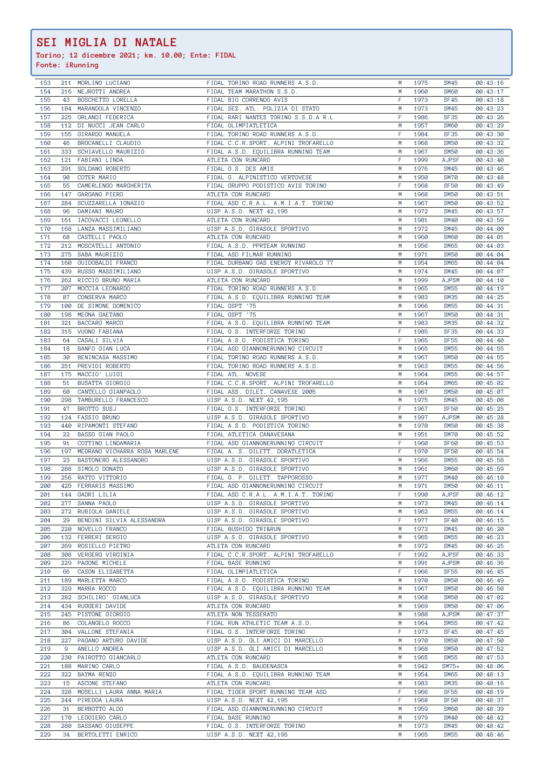# SEI MIGLIA DI NATALE

**Torino; 12 dicembre 2021; km. 10.00; Ente: FIDAL**
**Fonte: iRunning**

| Pos | Pett | Nome | Società | Sesso | Anno | Cat | Tempo |
|---|---|---|---|---|---|---|---|
| 153 | 211 | MORLINO LUCIANO | FIDAL TORINO ROAD RUNNERS A.S.D. | M | 1975 | SM45 | 00:43:16 |
| 154 | 216 | NEJROTTI ANDREA | FIDAL TEAM MARATHON S.S.D. | M | 1960 | SM60 | 00:43:17 |
| 155 | 43 | BOSCHETTO LORELLA | FIDAL BIO CORRENDO AVIS | F | 1973 | SF45 | 00:43:18 |
| 156 | 184 | MARANDOLA VINCENZO | FIDAL SEZ. ATL. POLIZIA DI STATO | M | 1973 | SM45 | 00:43:23 |
| 157 | 225 | ORLANDI FEDERICA | FIDAL RARI NANTES TORINO S.S.D.A R.L | F | 1986 | SF35 | 00:43:26 |
| 158 | 112 | DI NUCCI JEAN CARLO | FIDAL OLIMPIATLETICA | M | 1957 | SM60 | 00:43:29 |
| 159 | 155 | GIRARDO MANUELA | FIDAL TORINO ROAD RUNNERS A.S.D. | F | 1984 | SF35 | 00:43:30 |
| 160 | 46 | BROCANELLI CLAUDIO | FIDAL C.C.R.SPORT. ALPINI TROFARELLO | M | 1968 | SM50 | 00:43:32 |
| 161 | 333 | SCHIAVELLO MAURIZIO | FIDAL A.S.D. EQUILIBRA RUNNING TEAM | M | 1967 | SM50 | 00:43:36 |
| 162 | 121 | FABIANI LINDA | ATLETA CON RUNCARD | F | 1999 | AJPSF | 00:43:40 |
| 163 | 291 | SOLDANO ROBERTO | FIDAL G.S. DES AMIS | M | 1976 | SM45 | 00:43:46 |
| 164 | 90 | COTER MARIO | FIDAL G. ALPINISTICO VERTOVESE | M | 1950 | SM70 | 00:43:48 |
| 165 | 55 | CAMERLENGO MARGHERITA | FIDAL GRUPPO PODISTICO AVIS TORINO | F | 1968 | SF50 | 00:43:49 |
| 166 | 147 | GARGANO PIERO | ATLETA CON RUNCARD | M | 1968 | SM50 | 00:43:51 |
| 167 | 284 | SCUZZARELLA IGNAZIO | FIDAL ASD C.R.A.L. A.M.I.A.T. TORINO | M | 1967 | SM50 | 00:43:52 |
| 168 | 96 | DAMIANI MAURO | UISP A.S.D. NEXT 42,195 | M | 1972 | SM45 | 00:43:57 |
| 169 | 161 | IACOVACCI LEONELLO | ATLETA CON RUNCARD | M | 1981 | SM40 | 00:43:59 |
| 170 | 168 | LANZA MASSIMILIANO | UISP A.S.D. GIRASOLE SPORTIVO | M | 1972 | SM45 | 00:44:00 |
| 171 | 68 | CASTELLI PAOLO | ATLETA CON RUNCARD | M | 1960 | SM60 | 00:44:01 |
| 172 | 212 | MOSCATELLI ANTONIO | FIDAL A.S.D. PPRTEAM RUNNING | M | 1956 | SM65 | 00:44:03 |
| 173 | 275 | SABA MAURIZIO | FIDAL ASD FILMAR RUNNING | M | 1971 | SM50 | 00:44:04 |
| 174 | 160 | GUIDOBALDI FRANCO | FIDAL DURBANO GAS ENERGY RIVAROLO 77 | M | 1954 | SM65 | 00:44:04 |
| 175 | 439 | RUSSO MASSIMILIANO | UISP A.S.D. GIRASOLE SPORTIVO | M | 1974 | SM45 | 00:44:07 |
| 176 | 262 | RICCIO BRUNO MARIA | ATLETA CON RUNCARD | M | 1999 | AJPSM | 00:44:10 |
| 177 | 207 | MOCCIA LEONARDO | FIDAL TORINO ROAD RUNNERS A.S.D. | M | 1965 | SM55 | 00:44:19 |
| 178 | 87 | CONSERVA MARCO | FIDAL A.S.D. EQUILIBRA RUNNING TEAM | M | 1983 | SM35 | 00:44:25 |
| 179 | 100 | DE SIMONE DOMENICO | FIDAL GSPT '75 | M | 1966 | SM55 | 00:44:31 |
| 180 | 198 | MEGNA GAETANO | FIDAL GSPT '75 | M | 1967 | SM50 | 00:44:31 |
| 181 | 321 | BACCARO MARCO | FIDAL A.S.D. EQUILIBRA RUNNING TEAM | M | 1983 | SM35 | 00:44:32 |
| 182 | 315 | VUONO FABIANA | FIDAL G.S. INTERFORZE TORINO | F | 1985 | SF35 | 00:44:33 |
| 183 | 64 | CASALI SILVIA | FIDAL A.S.D. PODISTICA TORINO | F | 1965 | SF55 | 00:44:40 |
| 184 | 18 | BANFO GIAN LUCA | FIDAL ASD GIANNONERUNNING CIRCUIT | M | 1965 | SM55 | 00:44:55 |
| 185 | 30 | BENINCASA MASSIMO | FIDAL TORINO ROAD RUNNERS A.S.D. | M | 1967 | SM50 | 00:44:55 |
| 186 | 251 | PREVIDI ROBERTO | FIDAL TORINO ROAD RUNNERS A.S.D. | M | 1963 | SM55 | 00:44:56 |
| 187 | 175 | MACCIO' LUIGI | FIDAL ATL. NOVESE | M | 1964 | SM55 | 00:44:57 |
| 188 | 51 | BUSATTA GIORGIO | FIDAL C.C.R.SPORT. ALPINI TROFARELLO | M | 1954 | SM65 | 00:45:02 |
| 189 | 60 | CANTELLO GIANPAOLO | FIDAL ASS. DILET. CANAVESE 2005 | M | 1967 | SM50 | 00:45:07 |
| 190 | 298 | TAMBURELLO FRANCESCO | UISP A.S.D. NEXT 42,195 | M | 1975 | SM45 | 00:45:08 |
| 191 | 47 | BROTTO SUSJ | FIDAL G.S. INTERFORZE TORINO | F | 1967 | SF50 | 00:45:25 |
| 192 | 124 | FASSIO BRUNO | UISP A.S.D. GIRASOLE SPORTIVO | M | 1997 | AJPSM | 00:45:28 |
| 193 | 440 | RIPAMONTI STEFANO | FIDAL A.S.D. PODISTICA TORINO | M | 1970 | SM50 | 00:45:38 |
| 194 | 22 | BASSO GIAN PAOLO | FIDAL ATLETICA CANAVESANA | M | 1951 | SM70 | 00:45:52 |
| 195 | 91 | COTTINO LINDAMARIA | FIDAL ASD GIANNONERUNNING CIRCUIT | F | 1960 | SF60 | 00:45:53 |
| 196 | 197 | MEDRANO VICHARRA ROSA MARLENE | FIDAL A. S. DILETT. DORATLETICA | F | 1970 | SF50 | 00:45:54 |
| 197 | 23 | BASTONERO ALESSANDRO | UISP A.S.D. GIRASOLE SPORTIVO | M | 1966 | SM55 | 00:45:58 |
| 198 | 288 | SIMOLO DONATO | UISP A.S.D. GIRASOLE SPORTIVO | M | 1961 | SM60 | 00:45:59 |
| 199 | 256 | RATTO VITTORIO | FIDAL G. P. DILETT. TAPPOROSSO | M | 1977 | SM40 | 00:46:10 |
| 200 | 425 | FERRARIS MASSIMO | FIDAL ASD GIANNONERUNNING CIRCUIT | M | 1971 | SM50 | 00:46:11 |
| 201 | 144 | GADRI LILIA | FIDAL ASD C.R.A.L. A.M.I.A.T. TORINO | F | 1990 | AJPSF | 00:46:12 |
| 202 | 277 | SANNA PAOLO | UISP A.S.D. GIRASOLE SPORTIVO | M | 1973 | SM45 | 00:46:14 |
| 203 | 272 | RUBIOLA DANIELE | UISP A.S.D. GIRASOLE SPORTIVO | M | 1962 | SM55 | 00:46:14 |
| 204 | 29 | BENDINI SILVIA ALESSANDRA | UISP A.S.D. GIRASOLE SPORTIVO | F | 1977 | SF40 | 00:46:15 |
| 205 | 220 | NOVELLO FRANCO | FIDAL BUSHIDO TRI&RUN | M | 1973 | SM45 | 00:46:20 |
| 206 | 132 | FERRERI SERGIO | UISP A.S.D. GIRASOLE SPORTIVO | M | 1965 | SM55 | 00:46:23 |
| 207 | 269 | ROSIELLO PIETRO | ATLETA CON RUNCARD | M | 1972 | SM45 | 00:46:25 |
| 208 | 308 | VERGERO VIRGINIA | FIDAL C.C.R.SPORT. ALPINI TROFARELLO | F | 1992 | AJPSF | 00:46:33 |
| 209 | 229 | PAGONE MICHELE | FIDAL BASE RUNNING | M | 1991 | AJPSM | 00:46:36 |
| 210 | 66 | CASON ELISABETTA | FIDAL OLIMPIATLETICA | F | 1966 | SF55 | 00:46:45 |
| 211 | 189 | MARLETTA MARCO | FIDAL A.S.D. PODISTICA TORINO | M | 1970 | SM50 | 00:46:49 |
| 212 | 329 | MARRA ROCCO | FIDAL A.S.D. EQUILIBRA RUNNING TEAM | M | 1967 | SM50 | 00:46:50 |
| 213 | 282 | SCHILIRO' GIANLUCA | UISP A.S.D. GIRASOLE SPORTIVO | M | 1968 | SM50 | 00:47:02 |
| 214 | 434 | RUGGERI DAVIDE | ATLETA CON RUNCARD | M | 1969 | SM50 | 00:47:06 |
| 215 | 245 | PISTONE GIORGIO | ATLETA NON TESSERATO | M | 1988 | AJPSM | 00:47:37 |
| 216 | 86 | COLANGELO ROCCO | FIDAL RUN ATHLETIC TEAM A.S.D. | M | 1964 | SM55 | 00:47:42 |
| 217 | 304 | VALLONE STEFANIA | FIDAL G.S. INTERFORZE TORINO | F | 1973 | SF45 | 00:47:45 |
| 218 | 227 | PAGANO ARTURO DAVIDE | UISP A.S.D. GLI AMICI DI MARCELLO | M | 1970 | SM50 | 00:47:50 |
| 219 | 9 | ANELLO ANDREA | UISP A.S.D. GLI AMICI DI MARCELLO | M | 1968 | SM50 | 00:47:52 |
| 220 | 230 | PAIROTTO GIANCARLO | ATLETA CON RUNCARD | M | 1965 | SM55 | 00:47:53 |
| 221 | 188 | MARINO CARLO | FIDAL A.S.D. BAUDENASCA | M | 1942 | SM75+ | 00:48:06 |
| 222 | 322 | BAYMA RENZO | FIDAL A.S.D. EQUILIBRA RUNNING TEAM | M | 1954 | SM65 | 00:48:13 |
| 223 | 15 | ASCONE STEFANO | ATLETA CON RUNCARD | M | 1983 | SM35 | 00:48:16 |
| 224 | 328 | MOSELLI LAURA ANNA MARIA | FIDAL TIGER SPORT RUNNING TEAM ASD | F | 1966 | SF55 | 00:48:19 |
| 225 | 244 | PIREDDA LAURA | UISP A.S.D. NEXT 42,195 | F | 1968 | SF50 | 00:48:37 |
| 226 | 31 | BERBOTTO ALDO | FIDAL ASD GIANNONERUNNING CIRCUIT | M | 1959 | SM60 | 00:48:39 |
| 227 | 170 | LEGGIERO CARLO | FIDAL BASE RUNNING | M | 1979 | SM40 | 00:48:42 |
| 228 | 280 | SASSANO GIUSEPPE | FIDAL G.S. INTERFORZE TORINO | M | 1973 | SM45 | 00:48:42 |
| 229 | 34 | BERTOLETTI ENRICO | UISP A.S.D. NEXT 42,195 | M | 1965 | SM55 | 00:48:46 |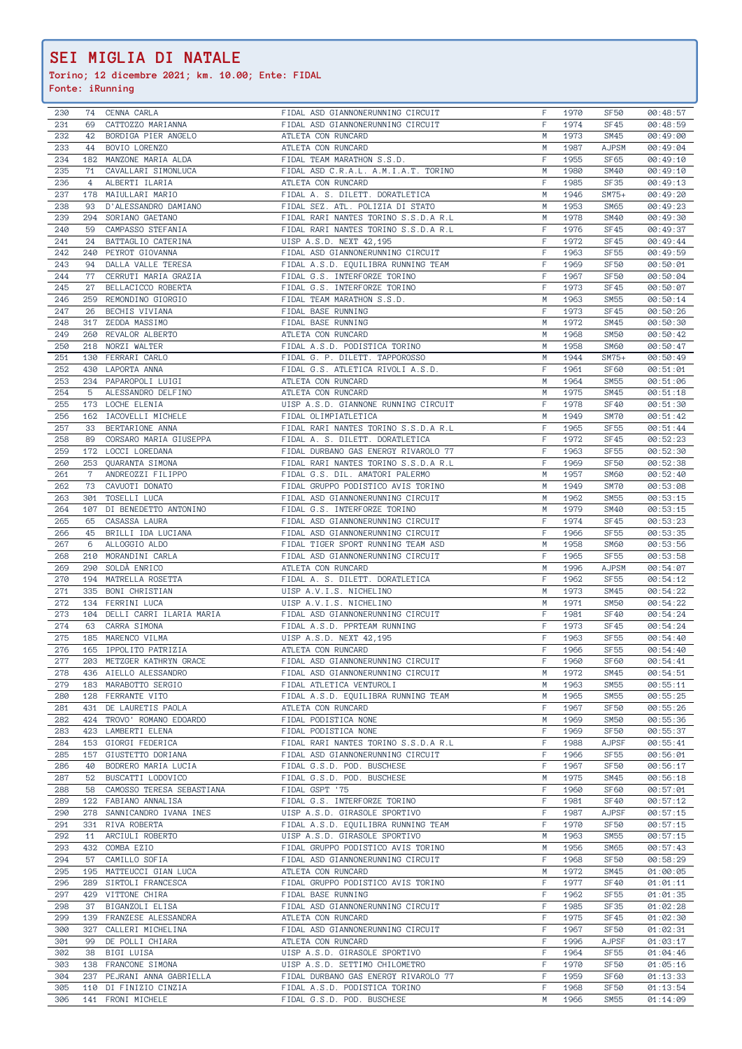# SEI MIGLIA DI NATALE

**Torino; 12 dicembre 2021; km. 10.00; Ente: FIDAL**
**Fonte: iRunning**

| | | | | | | | |
|---|---|---|---|---|---|---|---|
| 230 | 74 | CENNA CARLA | FIDAL ASD GIANNONERUNNING CIRCUIT | F | 1970 | SF50 | 00:48:57 |
| 231 | 69 | CATTOZZO MARIANNA | FIDAL ASD GIANNONERUNNING CIRCUIT | F | 1974 | SF45 | 00:48:59 |
| 232 | 42 | BORDIGA PIER ANGELO | ATLETA CON RUNCARD | M | 1973 | SM45 | 00:49:00 |
| 233 | 44 | BOVIO LORENZO | ATLETA CON RUNCARD | M | 1987 | AJPSM | 00:49:04 |
| 234 | 182 | MANZONE MARIA ALDA | FIDAL TEAM MARATHON S.S.D. | F | 1955 | SF65 | 00:49:10 |
| 235 | 71 | CAVALLARI SIMONLUCA | FIDAL ASD C.R.A.L. A.M.I.A.T. TORINO | M | 1980 | SM40 | 00:49:10 |
| 236 | 4 | ALBERTI ILARIA | ATLETA CON RUNCARD | F | 1985 | SF35 | 00:49:13 |
| 237 | 178 | MAIULLARI MARIO | FIDAL A. S. DILETT. DORATLETICA | M | 1946 | SM75+ | 00:49:20 |
| 238 | 93 | D'ALESSANDRO DAMIANO | FIDAL SEZ. ATL. POLIZIA DI STATO | M | 1953 | SM65 | 00:49:23 |
| 239 | 294 | SORIANO GAETANO | FIDAL RARI NANTES TORINO S.S.D.A R.L | M | 1978 | SM40 | 00:49:30 |
| 240 | 59 | CAMPASSO STEFANIA | FIDAL RARI NANTES TORINO S.S.D.A R.L | F | 1976 | SF45 | 00:49:37 |
| 241 | 24 | BATTAGLIO CATERINA | UISP A.S.D. NEXT 42,195 | F | 1972 | SF45 | 00:49:44 |
| 242 | 240 | PEYROT GIOVANNA | FIDAL ASD GIANNONERUNNING CIRCUIT | F | 1963 | SF55 | 00:49:59 |
| 243 | 94 | DALLA VALLE TERESA | FIDAL A.S.D. EQUILIBRA RUNNING TEAM | F | 1969 | SF50 | 00:50:01 |
| 244 | 77 | CERRUTI MARIA GRAZIA | FIDAL G.S. INTERFORZE TORINO | F | 1967 | SF50 | 00:50:04 |
| 245 | 27 | BELLACICCO ROBERTA | FIDAL G.S. INTERFORZE TORINO | F | 1973 | SF45 | 00:50:07 |
| 246 | 259 | REMONDINO GIORGIO | FIDAL TEAM MARATHON S.S.D. | M | 1963 | SM55 | 00:50:14 |
| 247 | 26 | BECHIS VIVIANA | FIDAL BASE RUNNING | F | 1973 | SF45 | 00:50:26 |
| 248 | 317 | ZEDDA MASSIMO | FIDAL BASE RUNNING | M | 1972 | SM45 | 00:50:30 |
| 249 | 260 | REVALOR ALBERTO | ATLETA CON RUNCARD | M | 1968 | SM50 | 00:50:42 |
| 250 | 218 | NORZI WALTER | FIDAL A.S.D. PODISTICA TORINO | M | 1958 | SM60 | 00:50:47 |
| 251 | 130 | FERRARI CARLO | FIDAL G. P. DILETT. TAPPOROSSO | M | 1944 | SM75+ | 00:50:49 |
| 252 | 430 | LAPORTA ANNA | FIDAL G.S. ATLETICA RIVOLI A.S.D. | F | 1961 | SF60 | 00:51:01 |
| 253 | 234 | PAPAROPOLI LUIGI | ATLETA CON RUNCARD | M | 1964 | SM55 | 00:51:06 |
| 254 | 5 | ALESSANDRO DELFINO | ATLETA CON RUNCARD | M | 1975 | SM45 | 00:51:18 |
| 255 | 173 | LOCHE ELENIA | UISP A.S.D. GIANNONE RUNNING CIRCUIT | F | 1978 | SF40 | 00:51:30 |
| 256 | 162 | IACOVELLI MICHELE | FIDAL OLIMPIATLETICA | M | 1949 | SM70 | 00:51:42 |
| 257 | 33 | BERTARIONE ANNA | FIDAL RARI NANTES TORINO S.S.D.A R.L | F | 1965 | SF55 | 00:51:44 |
| 258 | 89 | CORSARO MARIA GIUSEPPA | FIDAL A. S. DILETT. DORATLETICA | F | 1972 | SF45 | 00:52:23 |
| 259 | 172 | LOCCI LOREDANA | FIDAL DURBANO GAS ENERGY RIVAROLO 77 | F | 1963 | SF55 | 00:52:30 |
| 260 | 253 | QUARANTA SIMONA | FIDAL RARI NANTES TORINO S.S.D.A R.L | F | 1969 | SF50 | 00:52:38 |
| 261 | 7 | ANDREOZZI FILIPPO | FIDAL G.S. DIL. AMATORI PALERMO | M | 1957 | SM60 | 00:52:40 |
| 262 | 73 | CAVUOTI DONATO | FIDAL GRUPPO PODISTICO AVIS TORINO | M | 1949 | SM70 | 00:53:08 |
| 263 | 301 | TOSELLI LUCA | FIDAL ASD GIANNONERUNNING CIRCUIT | M | 1962 | SM55 | 00:53:15 |
| 264 | 107 | DI BENEDETTO ANTONINO | FIDAL G.S. INTERFORZE TORINO | M | 1979 | SM40 | 00:53:15 |
| 265 | 65 | CASASSA LAURA | FIDAL ASD GIANNONERUNNING CIRCUIT | F | 1974 | SF45 | 00:53:23 |
| 266 | 45 | BRILLI IDA LUCIANA | FIDAL ASD GIANNONERUNNING CIRCUIT | F | 1966 | SF55 | 00:53:35 |
| 267 | 6 | ALLOGGIO ALDO | FIDAL TIGER SPORT RUNNING TEAM ASD | M | 1958 | SM60 | 00:53:56 |
| 268 | 210 | MORANDINI CARLA | FIDAL ASD GIANNONERUNNING CIRCUIT | F | 1965 | SF55 | 00:53:58 |
| 269 | 290 | SOLDÀ ENRICO | ATLETA CON RUNCARD | M | 1996 | AJPSM | 00:54:07 |
| 270 | 194 | MATRELLA ROSETTA | FIDAL A. S. DILETT. DORATLETICA | F | 1962 | SF55 | 00:54:12 |
| 271 | 335 | BONI CHRISTIAN | UISP A.V.I.S. NICHELINO | M | 1973 | SM45 | 00:54:22 |
| 272 | 134 | FERRINI LUCA | UISP A.V.I.S. NICHELINO | M | 1971 | SM50 | 00:54:22 |
| 273 | 104 | DELLI CARRI ILARIA MARIA | FIDAL ASD GIANNONERUNNING CIRCUIT | F | 1981 | SF40 | 00:54:24 |
| 274 | 63 | CARRA SIMONA | FIDAL A.S.D. PPRTEAM RUNNING | F | 1973 | SF45 | 00:54:24 |
| 275 | 185 | MARENCO VILMA | UISP A.S.D. NEXT 42,195 | F | 1963 | SF55 | 00:54:40 |
| 276 | 165 | IPPOLITO PATRIZIA | ATLETA CON RUNCARD | F | 1966 | SF55 | 00:54:40 |
| 277 | 203 | METZGER KATHRYN GRACE | FIDAL ASD GIANNONERUNNING CIRCUIT | F | 1960 | SF60 | 00:54:41 |
| 278 | 436 | AIELLO ALESSANDRO | FIDAL ASD GIANNONERUNNING CIRCUIT | M | 1972 | SM45 | 00:54:51 |
| 279 | 183 | MARABOTTO SERGIO | FIDAL ATLETICA VENTUROLI | M | 1963 | SM55 | 00:55:11 |
| 280 | 128 | FERRANTE VITO | FIDAL A.S.D. EQUILIBRA RUNNING TEAM | M | 1965 | SM55 | 00:55:25 |
| 281 | 431 | DE LAURETIS PAOLA | ATLETA CON RUNCARD | F | 1967 | SF50 | 00:55:26 |
| 282 | 424 | TROVO' ROMANO EDOARDO | FIDAL PODISTICA NONE | M | 1969 | SM50 | 00:55:36 |
| 283 | 423 | LAMBERTI ELENA | FIDAL PODISTICA NONE | F | 1969 | SF50 | 00:55:37 |
| 284 | 153 | GIORGI FEDERICA | FIDAL RARI NANTES TORINO S.S.D.A R.L | F | 1988 | AJPSF | 00:55:41 |
| 285 | 157 | GIUSTETTO DORIANA | FIDAL ASD GIANNONERUNNING CIRCUIT | F | 1966 | SF55 | 00:56:01 |
| 286 | 40 | BODRERO MARIA LUCIA | FIDAL G.S.D. POD. BUSCHESE | F | 1967 | SF50 | 00:56:17 |
| 287 | 52 | BUSCATTI LODOVICO | FIDAL G.S.D. POD. BUSCHESE | M | 1975 | SM45 | 00:56:18 |
| 288 | 58 | CAMOSSO TERESA SEBASTIANA | FIDAL GSPT '75 | F | 1960 | SF60 | 00:57:01 |
| 289 | 122 | FABIANO ANNALISA | FIDAL G.S. INTERFORZE TORINO | F | 1981 | SF40 | 00:57:12 |
| 290 | 278 | SANNICANDRO IVANA INES | UISP A.S.D. GIRASOLE SPORTIVO | F | 1987 | AJPSF | 00:57:15 |
| 291 | 331 | RIVA ROBERTA | FIDAL A.S.D. EQUILIBRA RUNNING TEAM | F | 1970 | SF50 | 00:57:15 |
| 292 | 11 | ARCIULI ROBERTO | UISP A.S.D. GIRASOLE SPORTIVO | M | 1963 | SM55 | 00:57:15 |
| 293 | 432 | COMBA EZIO | FIDAL GRUPPO PODISTICO AVIS TORINO | M | 1956 | SM65 | 00:57:43 |
| 294 | 57 | CAMILLO SOFIA | FIDAL ASD GIANNONERUNNING CIRCUIT | F | 1968 | SF50 | 00:58:29 |
| 295 | 195 | MATTEUCCI GIAN LUCA | ATLETA CON RUNCARD | M | 1972 | SM45 | 01:00:05 |
| 296 | 289 | SIRTOLI FRANCESCA | FIDAL GRUPPO PODISTICO AVIS TORINO | F | 1977 | SF40 | 01:01:11 |
| 297 | 429 | VITTONE CHIRA | FIDAL BASE RUNNING | F | 1962 | SF55 | 01:01:35 |
| 298 | 37 | BIGANZOLI ELISA | FIDAL ASD GIANNONERUNNING CIRCUIT | F | 1985 | SF35 | 01:02:28 |
| 299 | 139 | FRANZESE ALESSANDRA | ATLETA CON RUNCARD | F | 1975 | SF45 | 01:02:30 |
| 300 | 327 | CALLERI MICHELINA | FIDAL ASD GIANNONERUNNING CIRCUIT | F | 1967 | SF50 | 01:02:31 |
| 301 | 99 | DE POLLI CHIARA | ATLETA CON RUNCARD | F | 1996 | AJPSF | 01:03:17 |
| 302 | 38 | BIGI LUISA | UISP A.S.D. GIRASOLE SPORTIVO | F | 1964 | SF55 | 01:04:46 |
| 303 | 138 | FRANCONE SIMONA | UISP A.S.D. SETTIMO CHILOMETRO | F | 1970 | SF50 | 01:05:16 |
| 304 | 237 | PEJRANI ANNA GABRIELLA | FIDAL DURBANO GAS ENERGY RIVAROLO 77 | F | 1959 | SF60 | 01:13:33 |
| 305 | 110 | DI FINIZIO CINZIA | FIDAL A.S.D. PODISTICA TORINO | F | 1968 | SF50 | 01:13:54 |
| 306 | 141 | FRONI MICHELE | FIDAL G.S.D. POD. BUSCHESE | M | 1966 | SM55 | 01:14:09 |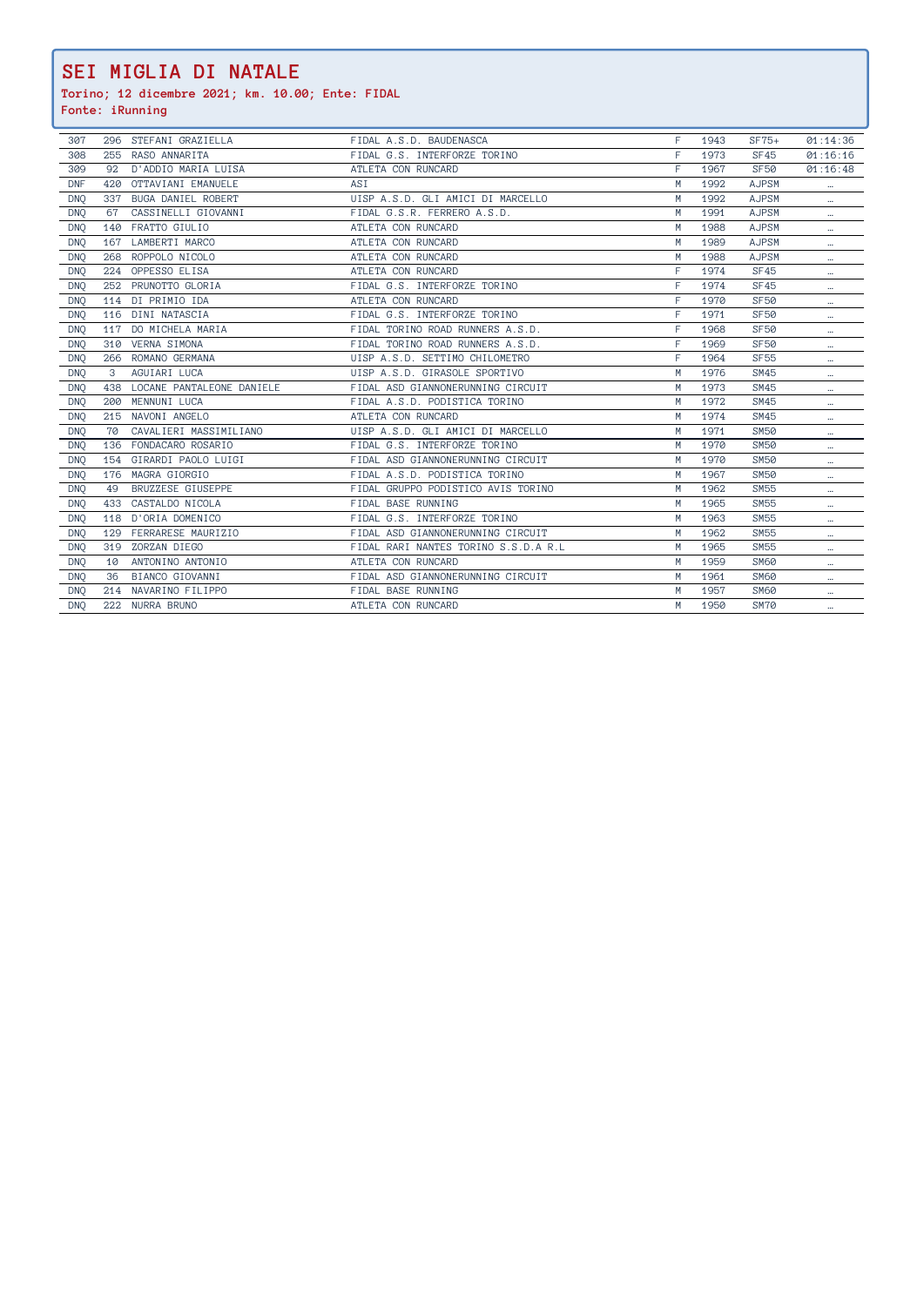# SEI MIGLIA DI NATALE

**Torino; 12 dicembre 2021; km. 10.00; Ente: FIDAL**

**Fonte: iRunning**

| | | | | | | | |
|---|---|---|---|---|---|---|---|
| 307 | 296 | STEFANI GRAZIELLA | FIDAL A.S.D. BAUDENASCA | F | 1943 | SF75+ | 01:14:36 |
| 308 | 255 | RASO ANNARITA | FIDAL G.S. INTERFORZE TORINO | F | 1973 | SF45 | 01:16:16 |
| 309 | 92 | D'ADDIO MARIA LUISA | ATLETA CON RUNCARD | F | 1967 | SF50 | 01:16:48 |
| DNF | 420 | OTTAVIANI EMANUELE | ASI | M | 1992 | AJPSM | … |
| DNQ | 337 | BUGA DANIEL ROBERT | UISP A.S.D. GLI AMICI DI MARCELLO | M | 1992 | AJPSM | … |
| DNQ | 67 | CASSINELLI GIOVANNI | FIDAL G.S.R. FERRERO A.S.D. | M | 1991 | AJPSM | … |
| DNQ | 140 | FRATTO GIULIO | ATLETA CON RUNCARD | M | 1988 | AJPSM | … |
| DNQ | 167 | LAMBERTI MARCO | ATLETA CON RUNCARD | M | 1989 | AJPSM | … |
| DNQ | 268 | ROPPOLO NICOLO | ATLETA CON RUNCARD | M | 1988 | AJPSM | … |
| DNQ | 224 | OPPESSO ELISA | ATLETA CON RUNCARD | F | 1974 | SF45 | … |
| DNQ | 252 | PRUNOTTO GLORIA | FIDAL G.S. INTERFORZE TORINO | F | 1974 | SF45 | … |
| DNQ | 114 | DI PRIMIO IDA | ATLETA CON RUNCARD | F | 1970 | SF50 | … |
| DNQ | 116 | DINI NATASCIA | FIDAL G.S. INTERFORZE TORINO | F | 1971 | SF50 | … |
| DNQ | 117 | DO MICHELA MARIA | FIDAL TORINO ROAD RUNNERS A.S.D. | F | 1968 | SF50 | … |
| DNQ | 310 | VERNA SIMONA | FIDAL TORINO ROAD RUNNERS A.S.D. | F | 1969 | SF50 | … |
| DNQ | 266 | ROMANO GERMANA | UISP A.S.D. SETTIMO CHILOMETRO | F | 1964 | SF55 | … |
| DNQ | 3 | AGUIARI LUCA | UISP A.S.D. GIRASOLE SPORTIVO | M | 1976 | SM45 | … |
| DNQ | 438 | LOCANE PANTALEONE DANIELE | FIDAL ASD GIANNONERUNNING CIRCUIT | M | 1973 | SM45 | … |
| DNQ | 200 | MENNUNI LUCA | FIDAL A.S.D. PODISTICA TORINO | M | 1972 | SM45 | … |
| DNQ | 215 | NAVONI ANGELO | ATLETA CON RUNCARD | M | 1974 | SM45 | … |
| DNQ | 70 | CAVALIERI MASSIMILIANO | UISP A.S.D. GLI AMICI DI MARCELLO | M | 1971 | SM50 | … |
| DNQ | 136 | FONDACARO ROSARIO | FIDAL G.S. INTERFORZE TORINO | M | 1970 | SM50 | … |
| DNQ | 154 | GIRARDI PAOLO LUIGI | FIDAL ASD GIANNONERUNNING CIRCUIT | M | 1970 | SM50 | … |
| DNQ | 176 | MAGRA GIORGIO | FIDAL A.S.D. PODISTICA TORINO | M | 1967 | SM50 | … |
| DNQ | 49 | BRUZZESE GIUSEPPE | FIDAL GRUPPO PODISTICO AVIS TORINO | M | 1962 | SM55 | … |
| DNQ | 433 | CASTALDO NICOLA | FIDAL BASE RUNNING | M | 1965 | SM55 | … |
| DNQ | 118 | D'ORIA DOMENICO | FIDAL G.S. INTERFORZE TORINO | M | 1963 | SM55 | … |
| DNQ | 129 | FERRARESE MAURIZIO | FIDAL ASD GIANNONERUNNING CIRCUIT | M | 1962 | SM55 | … |
| DNQ | 319 | ZORZAN DIEGO | FIDAL RARI NANTES TORINO S.S.D.A R.L | M | 1965 | SM55 | … |
| DNQ | 10 | ANTONINO ANTONIO | ATLETA CON RUNCARD | M | 1959 | SM60 | … |
| DNQ | 36 | BIANCO GIOVANNI | FIDAL ASD GIANNONERUNNING CIRCUIT | M | 1961 | SM60 | … |
| DNQ | 214 | NAVARINO FILIPPO | FIDAL BASE RUNNING | M | 1957 | SM60 | … |
| DNQ | 222 | NURRA BRUNO | ATLETA CON RUNCARD | M | 1950 | SM70 | … |